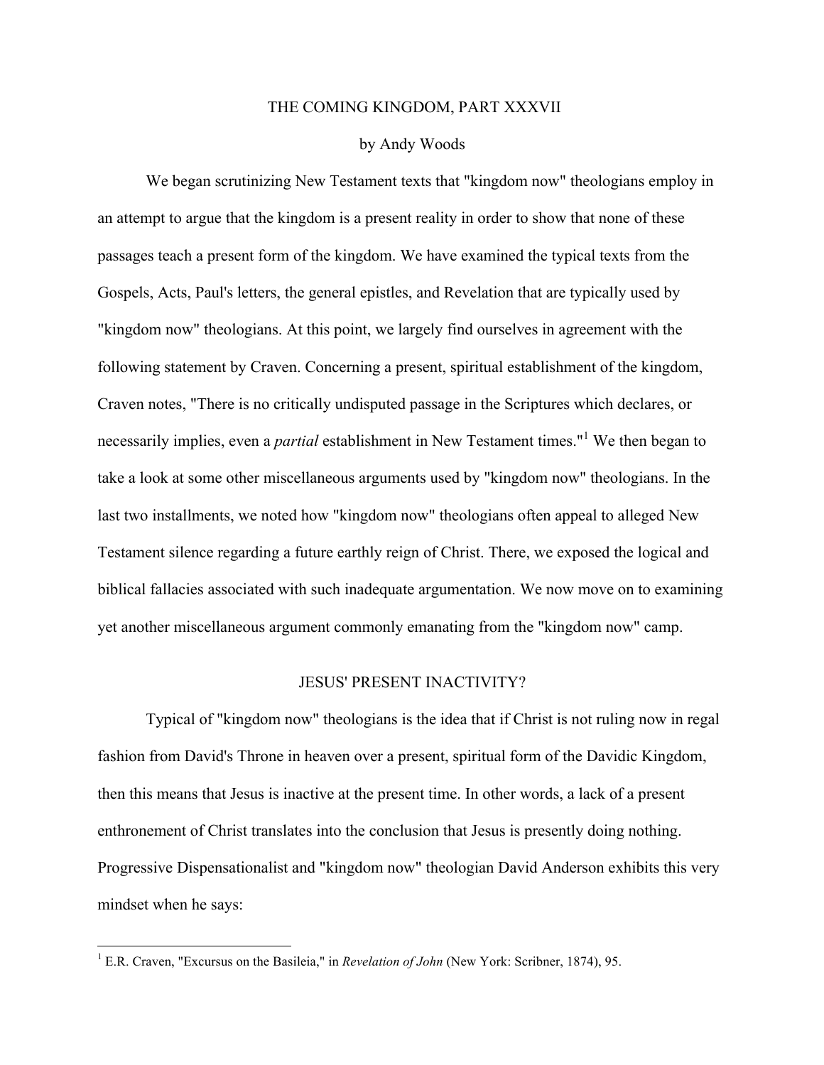# THE COMING KINGDOM, PART XXXVII

by Andy Woods

We began scrutinizing New Testament texts that "kingdom now" theologians employ in an attempt to argue that the kingdom is a present reality in order to show that none of these passages teach a present form of the kingdom. We have examined the typical texts from the Gospels, Acts, Paul's letters, the general epistles, and Revelation that are typically used by "kingdom now" theologians. At this point, we largely find ourselves in agreement with the following statement by Craven. Concerning a present, spiritual establishment of the kingdom, Craven notes, "There is no critically undisputed passage in the Scriptures which declares, or necessarily implies, even a *partial* establishment in New Testament times."[1] We then began to take a look at some other miscellaneous arguments used by "kingdom now" theologians. In the last two installments, we noted how "kingdom now" theologians often appeal to alleged New Testament silence regarding a future earthly reign of Christ. There, we exposed the logical and biblical fallacies associated with such inadequate argumentation. We now move on to examining yet another miscellaneous argument commonly emanating from the "kingdom now" camp.

## JESUS' PRESENT INACTIVITY?

Typical of "kingdom now" theologians is the idea that if Christ is not ruling now in regal fashion from David's Throne in heaven over a present, spiritual form of the Davidic Kingdom, then this means that Jesus is inactive at the present time. In other words, a lack of a present enthronement of Christ translates into the conclusion that Jesus is presently doing nothing. Progressive Dispensationalist and "kingdom now" theologian David Anderson exhibits this very mindset when he says:

[1] E.R. Craven, "Excursus on the Basileia," in *Revelation of John* (New York: Scribner, 1874), 95.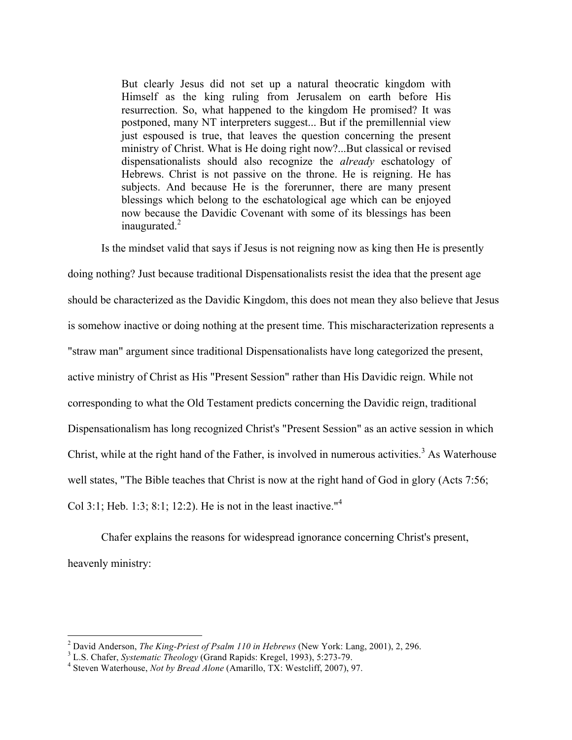> But clearly Jesus did not set up a natural theocratic kingdom with Himself as the king ruling from Jerusalem on earth before His resurrection. So, what happened to the kingdom He promised? It was postponed, many NT interpreters suggest... But if the premillennial view just espoused is true, that leaves the question concerning the present ministry of Christ. What is He doing right now?...But classical or revised dispensationalists should also recognize the *already* eschatology of Hebrews. Christ is not passive on the throne. He is reigning. He has subjects. And because He is the forerunner, there are many present blessings which belong to the eschatological age which can be enjoyed now because the Davidic Covenant with some of its blessings has been inaugurated.[2]

Is the mindset valid that says if Jesus is not reigning now as king then He is presently doing nothing? Just because traditional Dispensationalists resist the idea that the present age should be characterized as the Davidic Kingdom, this does not mean they also believe that Jesus is somehow inactive or doing nothing at the present time. This mischaracterization represents a "straw man" argument since traditional Dispensationalists have long categorized the present, active ministry of Christ as His "Present Session" rather than His Davidic reign. While not corresponding to what the Old Testament predicts concerning the Davidic reign, traditional Dispensationalism has long recognized Christ's "Present Session" as an active session in which Christ, while at the right hand of the Father, is involved in numerous activities.[3] As Waterhouse well states, "The Bible teaches that Christ is now at the right hand of God in glory (Acts 7:56; Col 3:1; Heb. 1:3; 8:1; 12:2). He is not in the least inactive."[4]

Chafer explains the reasons for widespread ignorance concerning Christ's present, heavenly ministry:

---

[2] David Anderson, *The King-Priest of Psalm 110 in Hebrews* (New York: Lang, 2001), 2, 296.

[3] L.S. Chafer, *Systematic Theology* (Grand Rapids: Kregel, 1993), 5:273-79.

[4] Steven Waterhouse, *Not by Bread Alone* (Amarillo, TX: Westcliff, 2007), 97.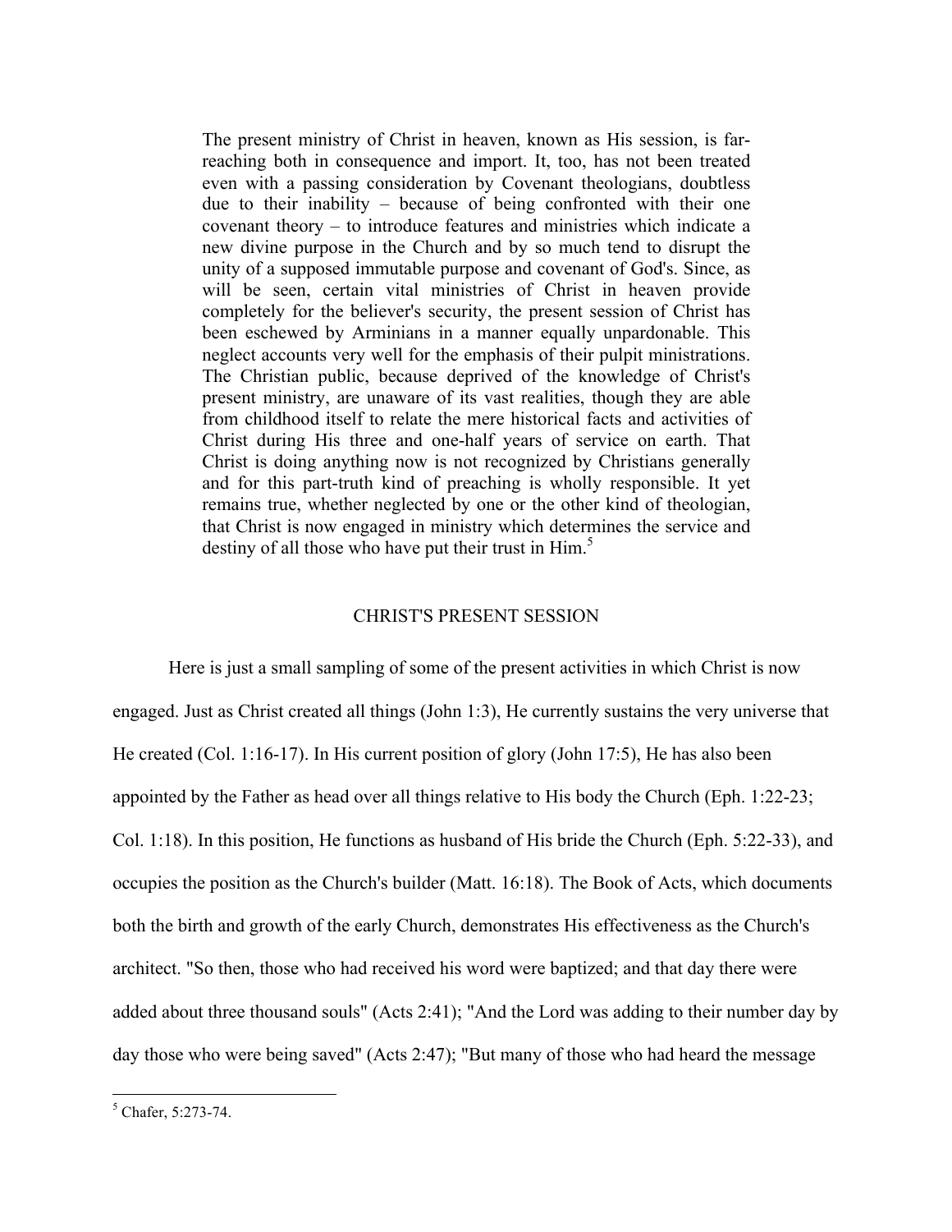> The present ministry of Christ in heaven, known as His session, is far-reaching both in consequence and import. It, too, has not been treated even with a passing consideration by Covenant theologians, doubtless due to their inability – because of being confronted with their one covenant theory – to introduce features and ministries which indicate a new divine purpose in the Church and by so much tend to disrupt the unity of a supposed immutable purpose and covenant of God's. Since, as will be seen, certain vital ministries of Christ in heaven provide completely for the believer's security, the present session of Christ has been eschewed by Arminians in a manner equally unpardonable. This neglect accounts very well for the emphasis of their pulpit ministrations. The Christian public, because deprived of the knowledge of Christ's present ministry, are unaware of its vast realities, though they are able from childhood itself to relate the mere historical facts and activities of Christ during His three and one-half years of service on earth. That Christ is doing anything now is not recognized by Christians generally and for this part-truth kind of preaching is wholly responsible. It yet remains true, whether neglected by one or the other kind of theologian, that Christ is now engaged in ministry which determines the service and destiny of all those who have put their trust in Him.[5]

## CHRIST'S PRESENT SESSION

Here is just a small sampling of some of the present activities in which Christ is now engaged. Just as Christ created all things (John 1:3), He currently sustains the very universe that He created (Col. 1:16-17). In His current position of glory (John 17:5), He has also been appointed by the Father as head over all things relative to His body the Church (Eph. 1:22-23; Col. 1:18). In this position, He functions as husband of His bride the Church (Eph. 5:22-33), and occupies the position as the Church's builder (Matt. 16:18). The Book of Acts, which documents both the birth and growth of the early Church, demonstrates His effectiveness as the Church's architect. "So then, those who had received his word were baptized; and that day there were added about three thousand souls" (Acts 2:41); "And the Lord was adding to their number day by day those who were being saved" (Acts 2:47); "But many of those who had heard the message

---

[5] Chafer, 5:273-74.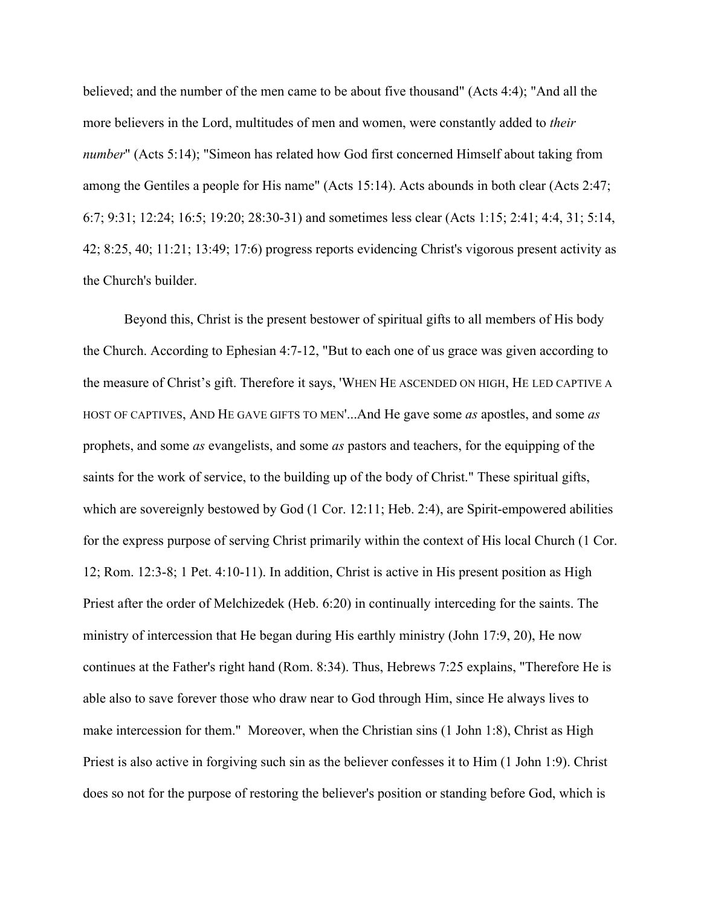believed; and the number of the men came to be about five thousand" (Acts 4:4); "And all the more believers in the Lord, multitudes of men and women, were constantly added to *their number*" (Acts 5:14); "Simeon has related how God first concerned Himself about taking from among the Gentiles a people for His name" (Acts 15:14). Acts abounds in both clear (Acts 2:47; 6:7; 9:31; 12:24; 16:5; 19:20; 28:30-31) and sometimes less clear (Acts 1:15; 2:41; 4:4, 31; 5:14, 42; 8:25, 40; 11:21; 13:49; 17:6) progress reports evidencing Christ's vigorous present activity as the Church's builder.

Beyond this, Christ is the present bestower of spiritual gifts to all members of His body the Church. According to Ephesian 4:7-12, "But to each one of us grace was given according to the measure of Christ's gift. Therefore it says, 'WHEN HE ASCENDED ON HIGH, HE LED CAPTIVE A HOST OF CAPTIVES, AND HE GAVE GIFTS TO MEN'...And He gave some *as* apostles, and some *as* prophets, and some *as* evangelists, and some *as* pastors and teachers, for the equipping of the saints for the work of service, to the building up of the body of Christ." These spiritual gifts, which are sovereignly bestowed by God (1 Cor. 12:11; Heb. 2:4), are Spirit-empowered abilities for the express purpose of serving Christ primarily within the context of His local Church (1 Cor. 12; Rom. 12:3-8; 1 Pet. 4:10-11). In addition, Christ is active in His present position as High Priest after the order of Melchizedek (Heb. 6:20) in continually interceding for the saints. The ministry of intercession that He began during His earthly ministry (John 17:9, 20), He now continues at the Father's right hand (Rom. 8:34). Thus, Hebrews 7:25 explains, "Therefore He is able also to save forever those who draw near to God through Him, since He always lives to make intercession for them." Moreover, when the Christian sins (1 John 1:8), Christ as High Priest is also active in forgiving such sin as the believer confesses it to Him (1 John 1:9). Christ does so not for the purpose of restoring the believer's position or standing before God, which is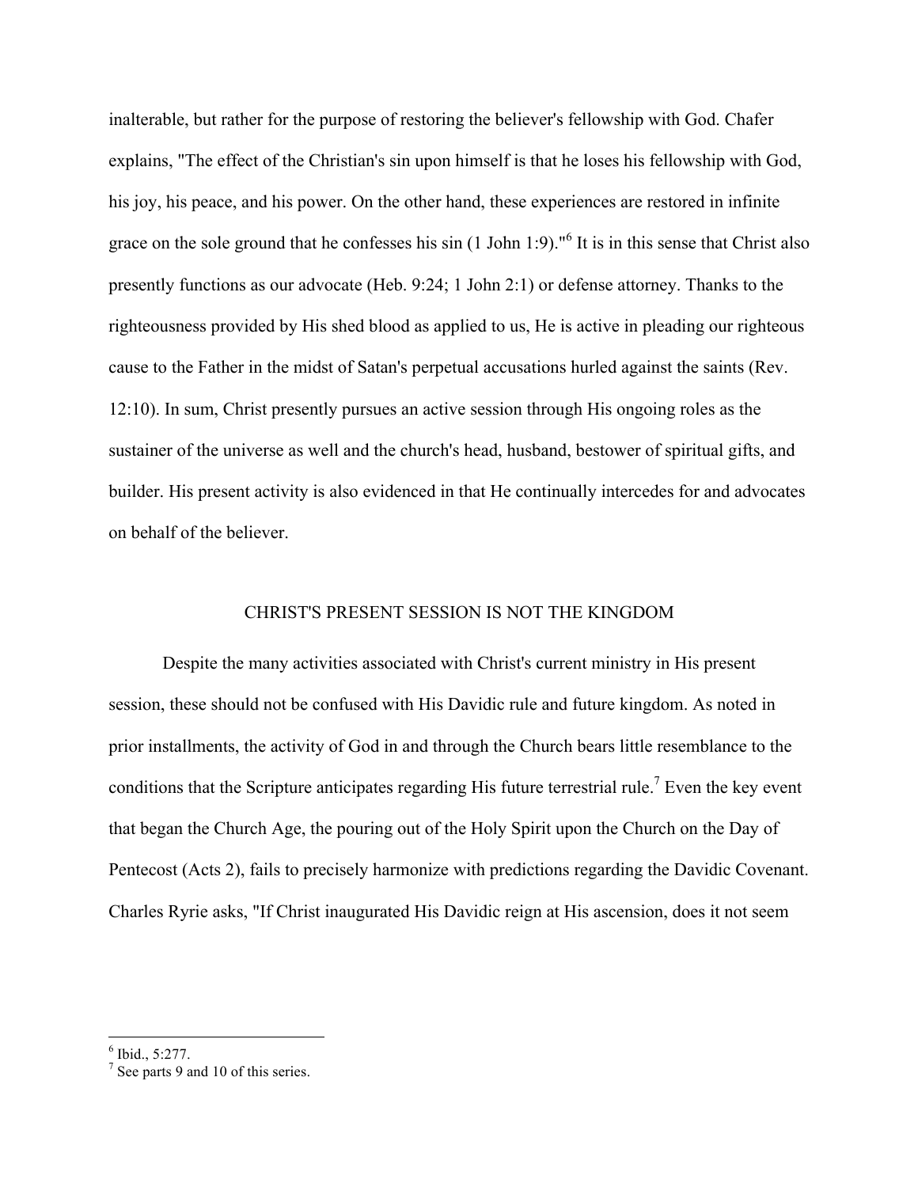inalterable, but rather for the purpose of restoring the believer's fellowship with God. Chafer explains, "The effect of the Christian's sin upon himself is that he loses his fellowship with God, his joy, his peace, and his power. On the other hand, these experiences are restored in infinite grace on the sole ground that he confesses his sin (1 John 1:9)."[6] It is in this sense that Christ also presently functions as our advocate (Heb. 9:24; 1 John 2:1) or defense attorney. Thanks to the righteousness provided by His shed blood as applied to us, He is active in pleading our righteous cause to the Father in the midst of Satan's perpetual accusations hurled against the saints (Rev. 12:10). In sum, Christ presently pursues an active session through His ongoing roles as the sustainer of the universe as well and the church's head, husband, bestower of spiritual gifts, and builder. His present activity is also evidenced in that He continually intercedes for and advocates on behalf of the believer.

## CHRIST'S PRESENT SESSION IS NOT THE KINGDOM

Despite the many activities associated with Christ's current ministry in His present session, these should not be confused with His Davidic rule and future kingdom. As noted in prior installments, the activity of God in and through the Church bears little resemblance to the conditions that the Scripture anticipates regarding His future terrestrial rule.[7] Even the key event that began the Church Age, the pouring out of the Holy Spirit upon the Church on the Day of Pentecost (Acts 2), fails to precisely harmonize with predictions regarding the Davidic Covenant. Charles Ryrie asks, "If Christ inaugurated His Davidic reign at His ascension, does it not seem

---

[6] Ibid., 5:277.

[7] See parts 9 and 10 of this series.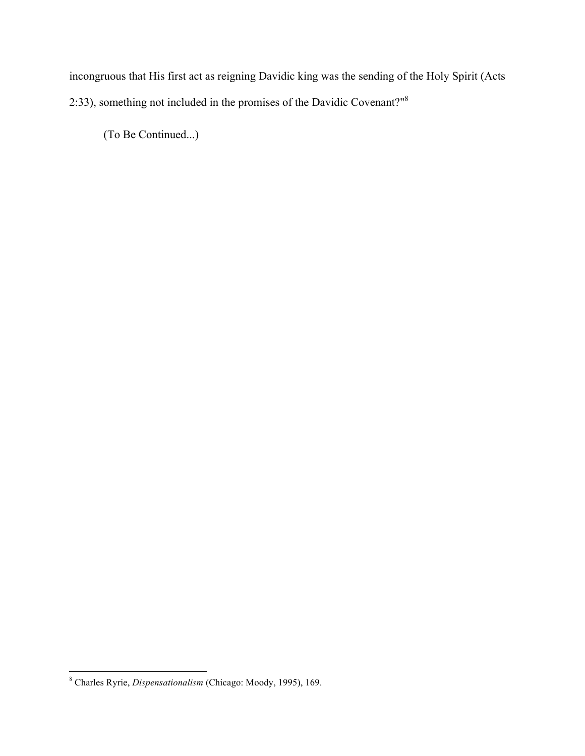incongruous that His first act as reigning Davidic king was the sending of the Holy Spirit (Acts 2:33), something not included in the promises of the Davidic Covenant?"[8]

(To Be Continued...)

---

[8] Charles Ryrie, *Dispensationalism* (Chicago: Moody, 1995), 169.